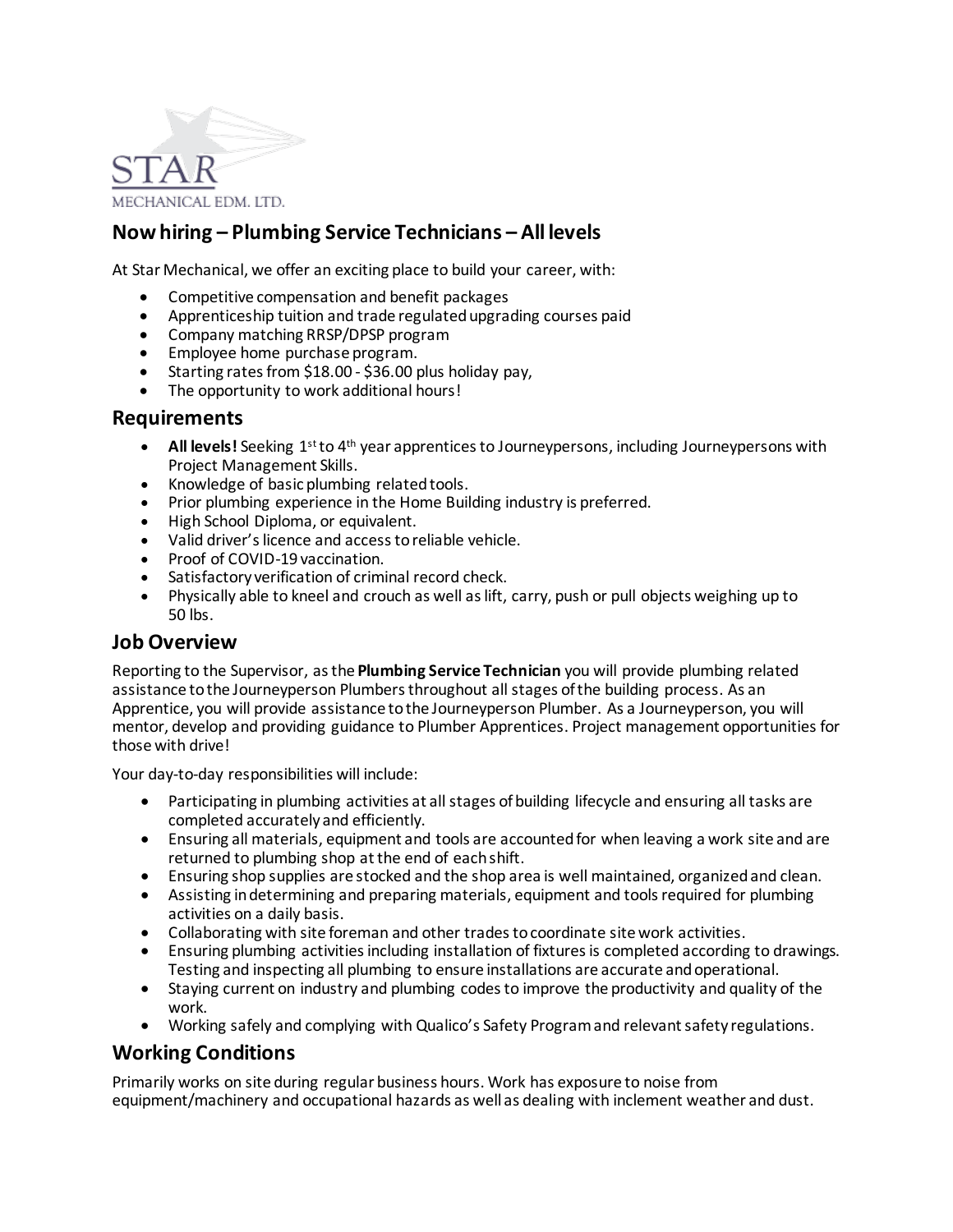STAR
MECHANICAL EDM. LTD.

## Now hiring – Plumbing Service Technicians – All levels

At Star Mechanical, we offer an exciting place to build your career, with:

- Competitive compensation and benefit packages
- Apprenticeship tuition and trade regulated upgrading courses paid
- Company matching RRSP/DPSP program
- Employee home purchase program.
- Starting rates from $18.00 - $36.00 plus holiday pay,
- The opportunity to work additional hours!

## Requirements

- **All levels!** Seeking 1st to 4th year apprentices to Journeypersons, including Journeypersons with Project Management Skills.
- Knowledge of basic plumbing related tools.
- Prior plumbing experience in the Home Building industry is preferred.
- High School Diploma, or equivalent.
- Valid driver's licence and access to reliable vehicle.
- Proof of COVID-19 vaccination.
- Satisfactory verification of criminal record check.
- Physically able to kneel and crouch as well as lift, carry, push or pull objects weighing up to 50 lbs.

## Job Overview

Reporting to the Supervisor, as the **Plumbing Service Technician** you will provide plumbing related assistance to the Journeyperson Plumbers throughout all stages of the building process. As an Apprentice, you will provide assistance to the Journeyperson Plumber. As a Journeyperson, you will mentor, develop and providing guidance to Plumber Apprentices. Project management opportunities for those with drive!

Your day-to-day responsibilities will include:

- Participating in plumbing activities at all stages of building lifecycle and ensuring all tasks are completed accurately and efficiently.
- Ensuring all materials, equipment and tools are accounted for when leaving a work site and are returned to plumbing shop at the end of each shift.
- Ensuring shop supplies are stocked and the shop area is well maintained, organized and clean.
- Assisting in determining and preparing materials, equipment and tools required for plumbing activities on a daily basis.
- Collaborating with site foreman and other trades to coordinate site work activities.
- Ensuring plumbing activities including installation of fixtures is completed according to drawings. Testing and inspecting all plumbing to ensure installations are accurate and operational.
- Staying current on industry and plumbing codes to improve the productivity and quality of the work.
- Working safely and complying with Qualico's Safety Program and relevant safety regulations.

## Working Conditions

Primarily works on site during regular business hours. Work has exposure to noise from equipment/machinery and occupational hazards as well as dealing with inclement weather and dust.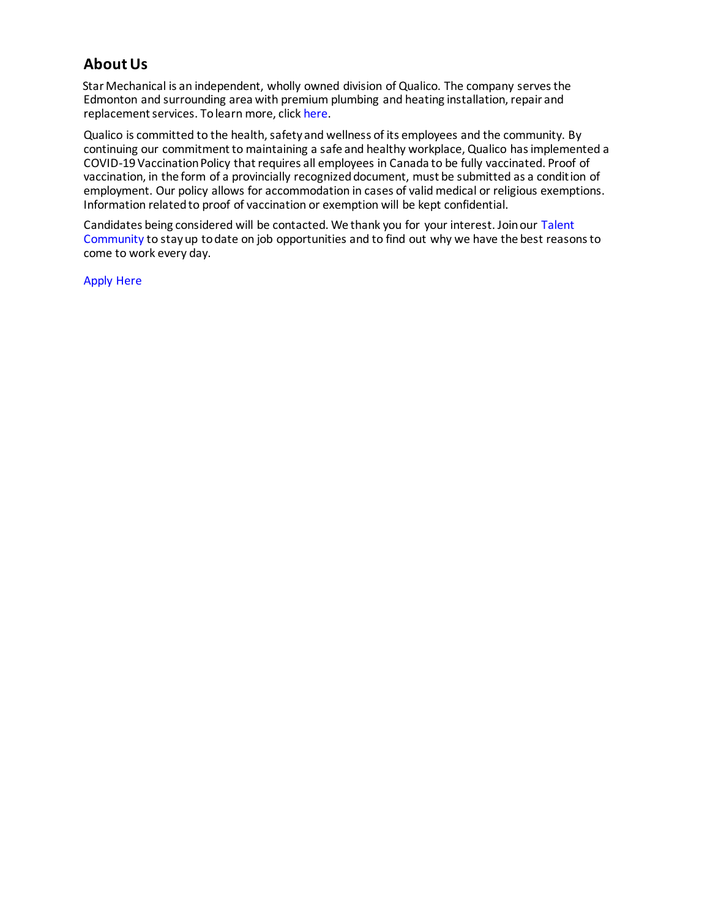## About Us

Star Mechanical is an independent, wholly owned division of Qualico. The company serves the Edmonton and surrounding area with premium plumbing and heating installation, repair and replacement services. To learn more, click here.

Qualico is committed to the health, safety and wellness of its employees and the community. By continuing our commitment to maintaining a safe and healthy workplace, Qualico has implemented a COVID-19 Vaccination Policy that requires all employees in Canada to be fully vaccinated. Proof of vaccination, in the form of a provincially recognized document, must be submitted as a condition of employment. Our policy allows for accommodation in cases of valid medical or religious exemptions. Information related to proof of vaccination or exemption will be kept confidential.

Candidates being considered will be contacted. We thank you for your interest. Join our Talent Community to stay up to date on job opportunities and to find out why we have the best reasons to come to work every day.

Apply Here